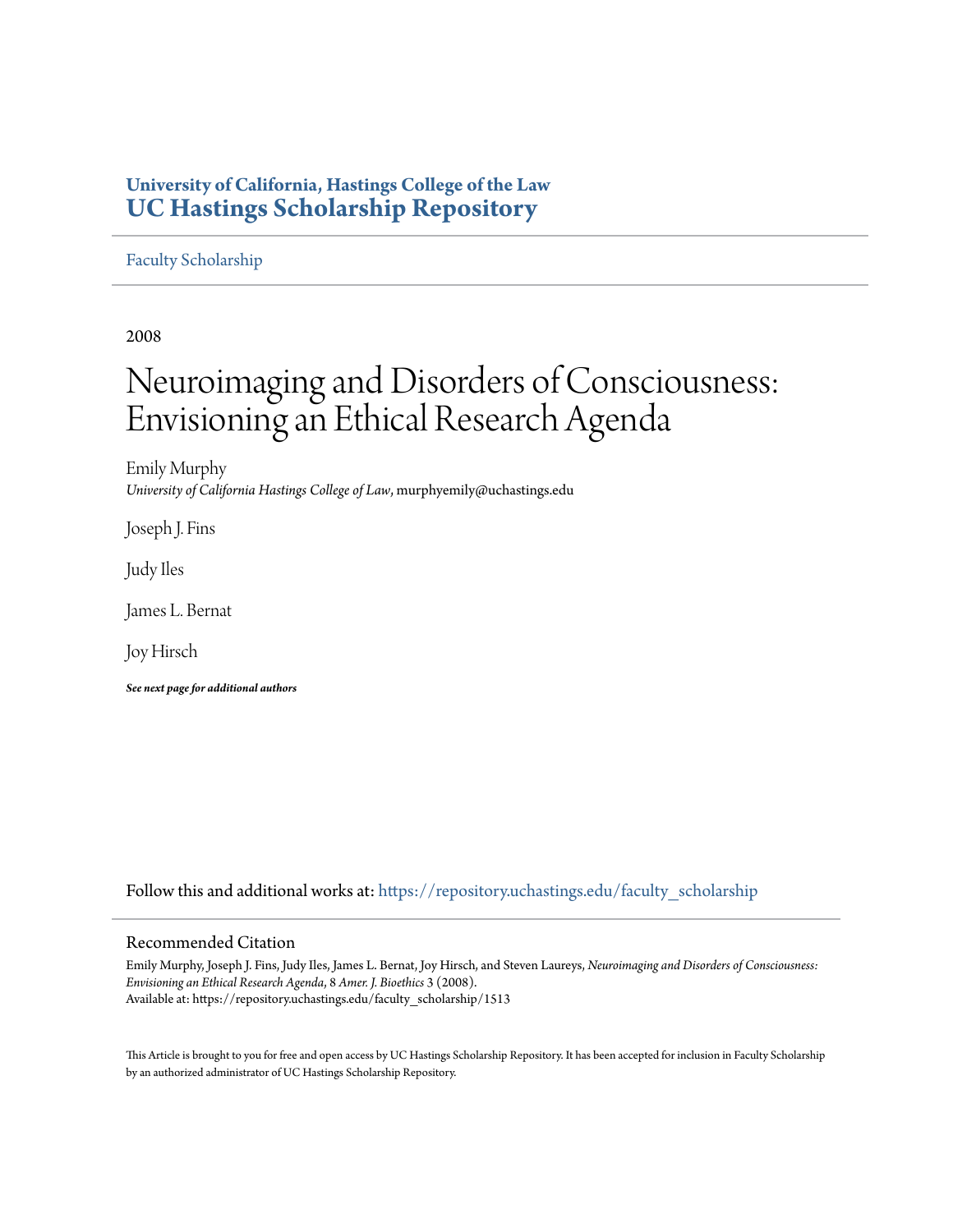**University of California, Hastings College of the Law**
**UC Hastings Scholarship Repository**

Faculty Scholarship

2008

# Neuroimaging and Disorders of Consciousness: Envisioning an Ethical Research Agenda

Emily Murphy
*University of California Hastings College of Law*, murphyemily@uchastings.edu

Joseph J. Fins

Judy Iles

James L. Bernat

Joy Hirsch

***See next page for additional authors***

Follow this and additional works at: https://repository.uchastings.edu/faculty_scholarship

## Recommended Citation

Emily Murphy, Joseph J. Fins, Judy Iles, James L. Bernat, Joy Hirsch, and Steven Laureys, *Neuroimaging and Disorders of Consciousness: Envisioning an Ethical Research Agenda*, 8 *Amer. J. Bioethics* 3 (2008).
Available at: https://repository.uchastings.edu/faculty_scholarship/1513

This Article is brought to you for free and open access by UC Hastings Scholarship Repository. It has been accepted for inclusion in Faculty Scholarship by an authorized administrator of UC Hastings Scholarship Repository.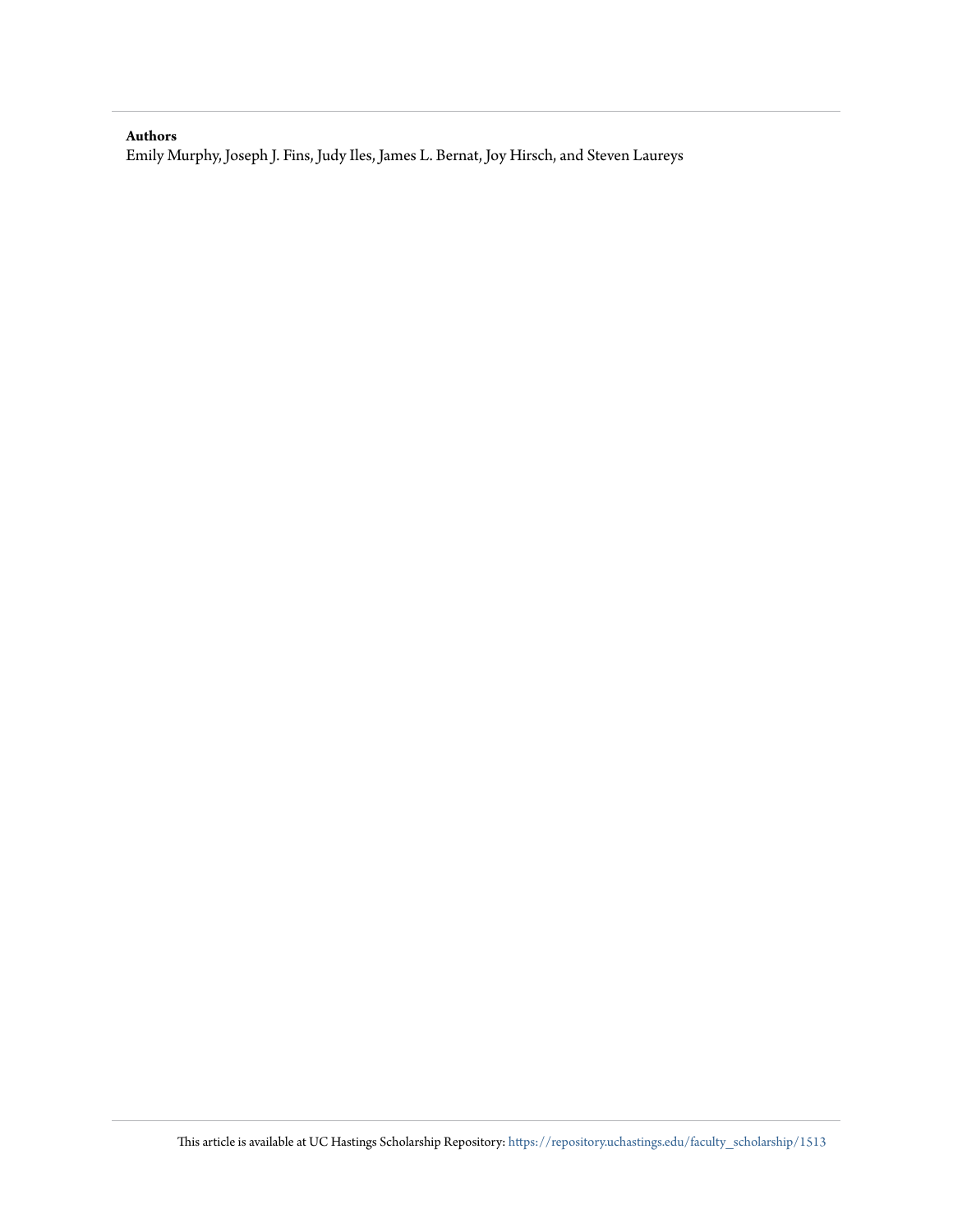**Authors**

Emily Murphy, Joseph J. Fins, Judy Iles, James L. Bernat, Joy Hirsch, and Steven Laureys

This article is available at UC Hastings Scholarship Repository: https://repository.uchastings.edu/faculty_scholarship/1513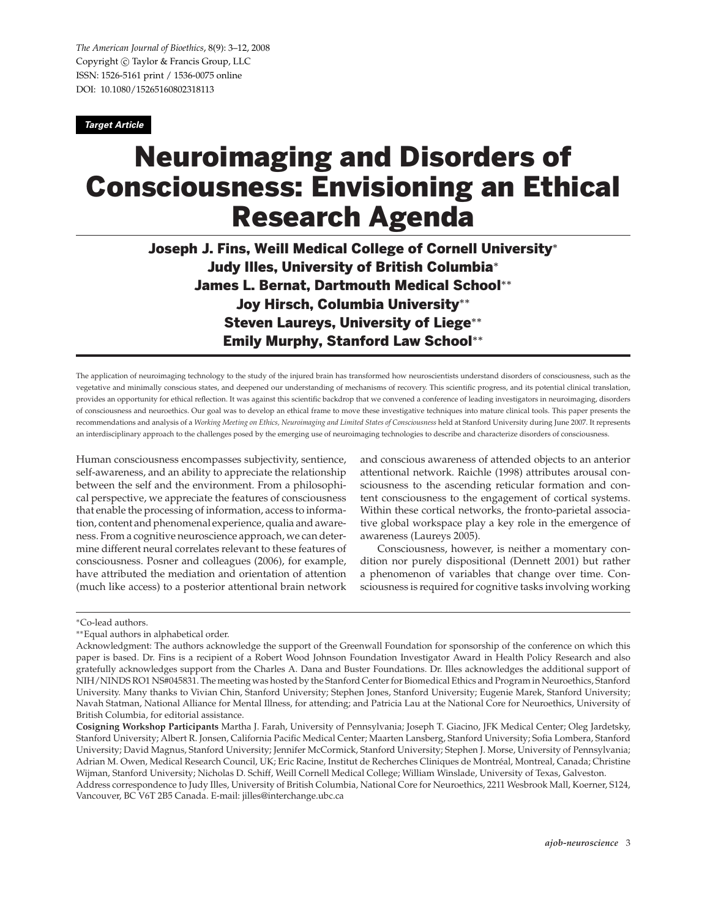*The American Journal of Bioethics*, 8(9): 3–12, 2008
Copyright © Taylor & Francis Group, LLC
ISSN: 1526-5161 print / 1536-0075 online
DOI: 10.1080/15265160802318113

***Target Article***

# Neuroimaging and Disorders of Consciousness: Envisioning an Ethical Research Agenda

**Joseph J. Fins, Weill Medical College of Cornell University**[*]
**Judy Illes, University of British Columbia**[*]
**James L. Bernat, Dartmouth Medical School**[**]
**Joy Hirsch, Columbia University**[**]
**Steven Laureys, University of Liege**[**]
**Emily Murphy, Stanford Law School**[**]

The application of neuroimaging technology to the study of the injured brain has transformed how neuroscientists understand disorders of consciousness, such as the vegetative and minimally conscious states, and deepened our understanding of mechanisms of recovery. This scientific progress, and its potential clinical translation, provides an opportunity for ethical reflection. It was against this scientific backdrop that we convened a conference of leading investigators in neuroimaging, disorders of consciousness and neuroethics. Our goal was to develop an ethical frame to move these investigative techniques into mature clinical tools. This paper presents the recommendations and analysis of a *Working Meeting on Ethics, Neuroimaging and Limited States of Consciousness* held at Stanford University during June 2007. It represents an interdisciplinary approach to the challenges posed by the emerging use of neuroimaging technologies to describe and characterize disorders of consciousness.

Human consciousness encompasses subjectivity, sentience, self-awareness, and an ability to appreciate the relationship between the self and the environment. From a philosophical perspective, we appreciate the features of consciousness that enable the processing of information, access to information, content and phenomenal experience, qualia and awareness. From a cognitive neuroscience approach, we can determine different neural correlates relevant to these features of consciousness. Posner and colleagues (2006), for example, have attributed the mediation and orientation of attention (much like access) to a posterior attentional brain network and conscious awareness of attended objects to an anterior attentional network. Raichle (1998) attributes arousal consciousness to the ascending reticular formation and content consciousness to the engagement of cortical systems. Within these cortical networks, the fronto-parietal associative global workspace play a key role in the emergence of awareness (Laureys 2005).

Consciousness, however, is neither a momentary condition nor purely dispositional (Dennett 2001) but rather a phenomenon of variables that change over time. Consciousness is required for cognitive tasks involving working

---

[*]Co-lead authors.
[**]Equal authors in alphabetical order.

Acknowledgment: The authors acknowledge the support of the Greenwall Foundation for sponsorship of the conference on which this paper is based. Dr. Fins is a recipient of a Robert Wood Johnson Foundation Investigator Award in Health Policy Research and also gratefully acknowledges support from the Charles A. Dana and Buster Foundations. Dr. Illes acknowledges the additional support of NIH/NINDS RO1 NS#045831. The meeting was hosted by the Stanford Center for Biomedical Ethics and Program in Neuroethics, Stanford University. Many thanks to Vivian Chin, Stanford University; Stephen Jones, Stanford University; Eugenie Marek, Stanford University; Navah Statman, National Alliance for Mental Illness, for attending; and Patricia Lau at the National Core for Neuroethics, University of British Columbia, for editorial assistance.

**Cosigning Workshop Participants** Martha J. Farah, University of Pennsylvania; Joseph T. Giacino, JFK Medical Center; Oleg Jardetsky, Stanford University; Albert R. Jonsen, California Pacific Medical Center; Maarten Lansberg, Stanford University; Sofia Lombera, Stanford University; David Magnus, Stanford University; Jennifer McCormick, Stanford University; Stephen J. Morse, University of Pennsylvania; Adrian M. Owen, Medical Research Council, UK; Eric Racine, Institut de Recherches Cliniques de Montréal, Montreal, Canada; Christine Wijman, Stanford University; Nicholas D. Schiff, Weill Cornell Medical College; William Winslade, University of Texas, Galveston.

Address correspondence to Judy Illes, University of British Columbia, National Core for Neuroethics, 2211 Wesbrook Mall, Koerner, S124, Vancouver, BC V6T 2B5 Canada. E-mail: jilles@interchange.ubc.ca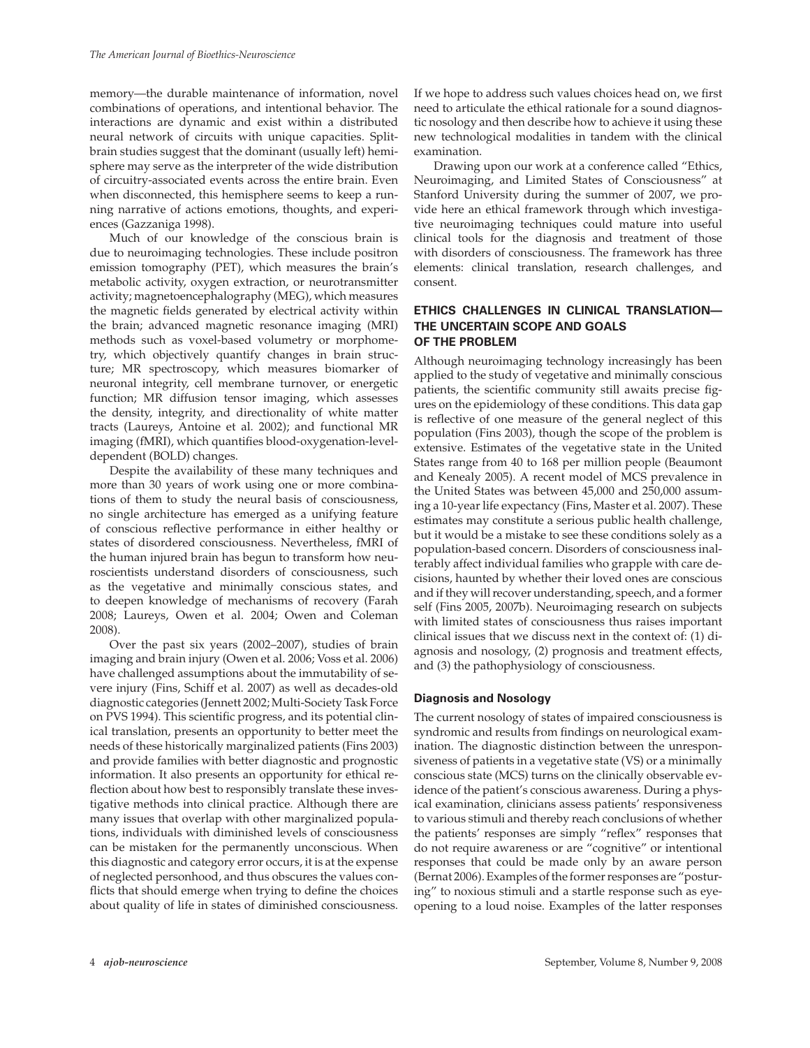memory—the durable maintenance of information, novel combinations of operations, and intentional behavior. The interactions are dynamic and exist within a distributed neural network of circuits with unique capacities. Split-brain studies suggest that the dominant (usually left) hemisphere may serve as the interpreter of the wide distribution of circuitry-associated events across the entire brain. Even when disconnected, this hemisphere seems to keep a running narrative of actions emotions, thoughts, and experiences (Gazzaniga 1998).

Much of our knowledge of the conscious brain is due to neuroimaging technologies. These include positron emission tomography (PET), which measures the brain's metabolic activity, oxygen extraction, or neurotransmitter activity; magnetoencephalography (MEG), which measures the magnetic fields generated by electrical activity within the brain; advanced magnetic resonance imaging (MRI) methods such as voxel-based volumetry or morphometry, which objectively quantify changes in brain structure; MR spectroscopy, which measures biomarker of neuronal integrity, cell membrane turnover, or energetic function; MR diffusion tensor imaging, which assesses the density, integrity, and directionality of white matter tracts (Laureys, Antoine et al. 2002); and functional MR imaging (fMRI), which quantifies blood-oxygenation-level-dependent (BOLD) changes.

Despite the availability of these many techniques and more than 30 years of work using one or more combinations of them to study the neural basis of consciousness, no single architecture has emerged as a unifying feature of conscious reflective performance in either healthy or states of disordered consciousness. Nevertheless, fMRI of the human injured brain has begun to transform how neuroscientists understand disorders of consciousness, such as the vegetative and minimally conscious states, and to deepen knowledge of mechanisms of recovery (Farah 2008; Laureys, Owen et al. 2004; Owen and Coleman 2008).

Over the past six years (2002–2007), studies of brain imaging and brain injury (Owen et al. 2006; Voss et al. 2006) have challenged assumptions about the immutability of severe injury (Fins, Schiff et al. 2007) as well as decades-old diagnostic categories (Jennett 2002; Multi-Society Task Force on PVS 1994). This scientific progress, and its potential clinical translation, presents an opportunity to better meet the needs of these historically marginalized patients (Fins 2003) and provide families with better diagnostic and prognostic information. It also presents an opportunity for ethical reflection about how best to responsibly translate these investigative methods into clinical practice. Although there are many issues that overlap with other marginalized populations, individuals with diminished levels of consciousness can be mistaken for the permanently unconscious. When this diagnostic and category error occurs, it is at the expense of neglected personhood, and thus obscures the values conflicts that should emerge when trying to define the choices about quality of life in states of diminished consciousness. If we hope to address such values choices head on, we first need to articulate the ethical rationale for a sound diagnostic nosology and then describe how to achieve it using these new technological modalities in tandem with the clinical examination.

Drawing upon our work at a conference called "Ethics, Neuroimaging, and Limited States of Consciousness" at Stanford University during the summer of 2007, we provide here an ethical framework through which investigative neuroimaging techniques could mature into useful clinical tools for the diagnosis and treatment of those with disorders of consciousness. The framework has three elements: clinical translation, research challenges, and consent.

## ETHICS CHALLENGES IN CLINICAL TRANSLATION—THE UNCERTAIN SCOPE AND GOALS OF THE PROBLEM

Although neuroimaging technology increasingly has been applied to the study of vegetative and minimally conscious patients, the scientific community still awaits precise figures on the epidemiology of these conditions. This data gap is reflective of one measure of the general neglect of this population (Fins 2003), though the scope of the problem is extensive. Estimates of the vegetative state in the United States range from 40 to 168 per million people (Beaumont and Kenealy 2005). A recent model of MCS prevalence in the United States was between 45,000 and 250,000 assuming a 10-year life expectancy (Fins, Master et al. 2007). These estimates may constitute a serious public health challenge, but it would be a mistake to see these conditions solely as a population-based concern. Disorders of consciousness inalterably affect individual families who grapple with care decisions, haunted by whether their loved ones are conscious and if they will recover understanding, speech, and a former self (Fins 2005, 2007b). Neuroimaging research on subjects with limited states of consciousness thus raises important clinical issues that we discuss next in the context of: (1) diagnosis and nosology, (2) prognosis and treatment effects, and (3) the pathophysiology of consciousness.

### Diagnosis and Nosology

The current nosology of states of impaired consciousness is syndromic and results from findings on neurological examination. The diagnostic distinction between the unresponsiveness of patients in a vegetative state (VS) or a minimally conscious state (MCS) turns on the clinically observable evidence of the patient's conscious awareness. During a physical examination, clinicians assess patients' responsiveness to various stimuli and thereby reach conclusions of whether the patients' responses are simply "reflex" responses that do not require awareness or are "cognitive" or intentional responses that could be made only by an aware person (Bernat 2006). Examples of the former responses are "posturing" to noxious stimuli and a startle response such as eye-opening to a loud noise. Examples of the latter responses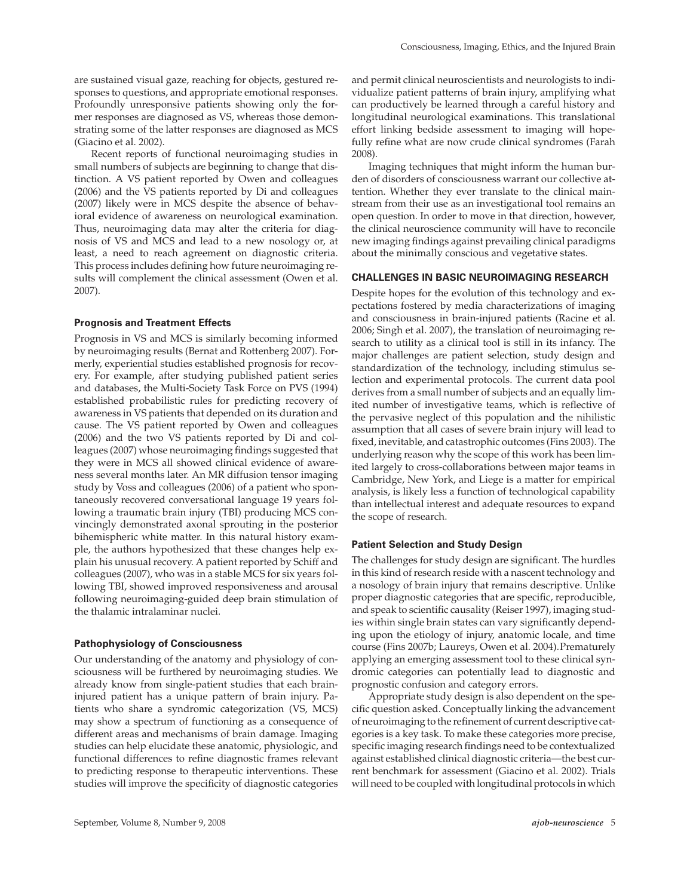are sustained visual gaze, reaching for objects, gestured responses to questions, and appropriate emotional responses. Profoundly unresponsive patients showing only the former responses are diagnosed as VS, whereas those demonstrating some of the latter responses are diagnosed as MCS (Giacino et al. 2002).

Recent reports of functional neuroimaging studies in small numbers of subjects are beginning to change that distinction. A VS patient reported by Owen and colleagues (2006) and the VS patients reported by Di and colleagues (2007) likely were in MCS despite the absence of behavioral evidence of awareness on neurological examination. Thus, neuroimaging data may alter the criteria for diagnosis of VS and MCS and lead to a new nosology or, at least, a need to reach agreement on diagnostic criteria. This process includes defining how future neuroimaging results will complement the clinical assessment (Owen et al. 2007).

### Prognosis and Treatment Effects

Prognosis in VS and MCS is similarly becoming informed by neuroimaging results (Bernat and Rottenberg 2007). Formerly, experiential studies established prognosis for recovery. For example, after studying published patient series and databases, the Multi-Society Task Force on PVS (1994) established probabilistic rules for predicting recovery of awareness in VS patients that depended on its duration and cause. The VS patient reported by Owen and colleagues (2006) and the two VS patients reported by Di and colleagues (2007) whose neuroimaging findings suggested that they were in MCS all showed clinical evidence of awareness several months later. An MR diffusion tensor imaging study by Voss and colleagues (2006) of a patient who spontaneously recovered conversational language 19 years following a traumatic brain injury (TBI) producing MCS convincingly demonstrated axonal sprouting in the posterior bihemispheric white matter. In this natural history example, the authors hypothesized that these changes help explain his unusual recovery. A patient reported by Schiff and colleagues (2007), who was in a stable MCS for six years following TBI, showed improved responsiveness and arousal following neuroimaging-guided deep brain stimulation of the thalamic intralaminar nuclei.

### Pathophysiology of Consciousness

Our understanding of the anatomy and physiology of consciousness will be furthered by neuroimaging studies. We already know from single-patient studies that each brain-injured patient has a unique pattern of brain injury. Patients who share a syndromic categorization (VS, MCS) may show a spectrum of functioning as a consequence of different areas and mechanisms of brain damage. Imaging studies can help elucidate these anatomic, physiologic, and functional differences to refine diagnostic frames relevant to predicting response to therapeutic interventions. These studies will improve the specificity of diagnostic categories and permit clinical neuroscientists and neurologists to individualize patient patterns of brain injury, amplifying what can productively be learned through a careful history and longitudinal neurological examinations. This translational effort linking bedside assessment to imaging will hopefully refine what are now crude clinical syndromes (Farah 2008).

Imaging techniques that might inform the human burden of disorders of consciousness warrant our collective attention. Whether they ever translate to the clinical mainstream from their use as an investigational tool remains an open question. In order to move in that direction, however, the clinical neuroscience community will have to reconcile new imaging findings against prevailing clinical paradigms about the minimally conscious and vegetative states.

## CHALLENGES IN BASIC NEUROIMAGING RESEARCH

Despite hopes for the evolution of this technology and expectations fostered by media characterizations of imaging and consciousness in brain-injured patients (Racine et al. 2006; Singh et al. 2007), the translation of neuroimaging research to utility as a clinical tool is still in its infancy. The major challenges are patient selection, study design and standardization of the technology, including stimulus selection and experimental protocols. The current data pool derives from a small number of subjects and an equally limited number of investigative teams, which is reflective of the pervasive neglect of this population and the nihilistic assumption that all cases of severe brain injury will lead to fixed, inevitable, and catastrophic outcomes (Fins 2003). The underlying reason why the scope of this work has been limited largely to cross-collaborations between major teams in Cambridge, New York, and Liege is a matter for empirical analysis, is likely less a function of technological capability than intellectual interest and adequate resources to expand the scope of research.

### Patient Selection and Study Design

The challenges for study design are significant. The hurdles in this kind of research reside with a nascent technology and a nosology of brain injury that remains descriptive. Unlike proper diagnostic categories that are specific, reproducible, and speak to scientific causality (Reiser 1997), imaging studies within single brain states can vary significantly depending upon the etiology of injury, anatomic locale, and time course (Fins 2007b; Laureys, Owen et al. 2004). Prematurely applying an emerging assessment tool to these clinical syndromic categories can potentially lead to diagnostic and prognostic confusion and category errors.

Appropriate study design is also dependent on the specific question asked. Conceptually linking the advancement of neuroimaging to the refinement of current descriptive categories is a key task. To make these categories more precise, specific imaging research findings need to be contextualized against established clinical diagnostic criteria—the best current benchmark for assessment (Giacino et al. 2002). Trials will need to be coupled with longitudinal protocols in which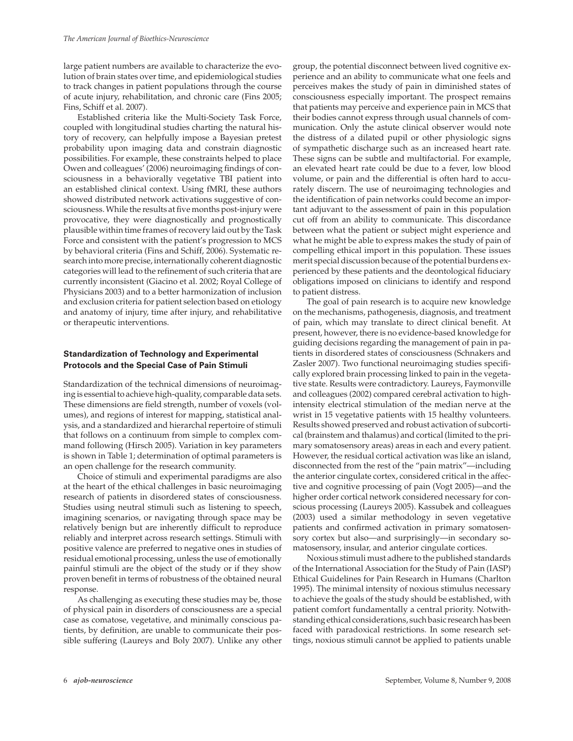large patient numbers are available to characterize the evolution of brain states over time, and epidemiological studies to track changes in patient populations through the course of acute injury, rehabilitation, and chronic care (Fins 2005; Fins, Schiff et al. 2007).

Established criteria like the Multi-Society Task Force, coupled with longitudinal studies charting the natural history of recovery, can helpfully impose a Bayesian pretest probability upon imaging data and constrain diagnostic possibilities. For example, these constraints helped to place Owen and colleagues' (2006) neuroimaging findings of consciousness in a behaviorally vegetative TBI patient into an established clinical context. Using fMRI, these authors showed distributed network activations suggestive of consciousness. While the results at five months post-injury were provocative, they were diagnostically and prognostically plausible within time frames of recovery laid out by the Task Force and consistent with the patient's progression to MCS by behavioral criteria (Fins and Schiff, 2006). Systematic research into more precise, internationally coherent diagnostic categories will lead to the refinement of such criteria that are currently inconsistent (Giacino et al. 2002; Royal College of Physicians 2003) and to a better harmonization of inclusion and exclusion criteria for patient selection based on etiology and anatomy of injury, time after injury, and rehabilitative or therapeutic interventions.

### Standardization of Technology and Experimental Protocols and the Special Case of Pain Stimuli

Standardization of the technical dimensions of neuroimaging is essential to achieve high-quality, comparable data sets. These dimensions are field strength, number of voxels (volumes), and regions of interest for mapping, statistical analysis, and a standardized and hierarchal repertoire of stimuli that follows on a continuum from simple to complex command following (Hirsch 2005). Variation in key parameters is shown in Table 1; determination of optimal parameters is an open challenge for the research community.

Choice of stimuli and experimental paradigms are also at the heart of the ethical challenges in basic neuroimaging research of patients in disordered states of consciousness. Studies using neutral stimuli such as listening to speech, imagining scenarios, or navigating through space may be relatively benign but are inherently difficult to reproduce reliably and interpret across research settings. Stimuli with positive valence are preferred to negative ones in studies of residual emotional processing, unless the use of emotionally painful stimuli are the object of the study or if they show proven benefit in terms of robustness of the obtained neural response.

As challenging as executing these studies may be, those of physical pain in disorders of consciousness are a special case as comatose, vegetative, and minimally conscious patients, by definition, are unable to communicate their possible suffering (Laureys and Boly 2007). Unlike any other group, the potential disconnect between lived cognitive experience and an ability to communicate what one feels and perceives makes the study of pain in diminished states of consciousness especially important. The prospect remains that patients may perceive and experience pain in MCS that their bodies cannot express through usual channels of communication. Only the astute clinical observer would note the distress of a dilated pupil or other physiologic signs of sympathetic discharge such as an increased heart rate. These signs can be subtle and multifactorial. For example, an elevated heart rate could be due to a fever, low blood volume, or pain and the differential is often hard to accurately discern. The use of neuroimaging technologies and the identification of pain networks could become an important adjuvant to the assessment of pain in this population cut off from an ability to communicate. This discordance between what the patient or subject might experience and what he might be able to express makes the study of pain of compelling ethical import in this population. These issues merit special discussion because of the potential burdens experienced by these patients and the deontological fiduciary obligations imposed on clinicians to identify and respond to patient distress.

The goal of pain research is to acquire new knowledge on the mechanisms, pathogenesis, diagnosis, and treatment of pain, which may translate to direct clinical benefit. At present, however, there is no evidence-based knowledge for guiding decisions regarding the management of pain in patients in disordered states of consciousness (Schnakers and Zasler 2007). Two functional neuroimaging studies specifically explored brain processing linked to pain in the vegetative state. Results were contradictory. Laureys, Faymonville and colleagues (2002) compared cerebral activation to high-intensity electrical stimulation of the median nerve at the wrist in 15 vegetative patients with 15 healthy volunteers. Results showed preserved and robust activation of subcortical (brainstem and thalamus) and cortical (limited to the primary somatosensory areas) areas in each and every patient. However, the residual cortical activation was like an island, disconnected from the rest of the "pain matrix"—including the anterior cingulate cortex, considered critical in the affective and cognitive processing of pain (Vogt 2005)—and the higher order cortical network considered necessary for conscious processing (Laureys 2005). Kassubek and colleagues (2003) used a similar methodology in seven vegetative patients and confirmed activation in primary somatosensory cortex but also—and surprisingly—in secondary somatosensory, insular, and anterior cingulate cortices.

Noxious stimuli must adhere to the published standards of the International Association for the Study of Pain (IASP) Ethical Guidelines for Pain Research in Humans (Charlton 1995). The minimal intensity of noxious stimulus necessary to achieve the goals of the study should be established, with patient comfort fundamentally a central priority. Notwithstanding ethical considerations, such basic research has been faced with paradoxical restrictions. In some research settings, noxious stimuli cannot be applied to patients unable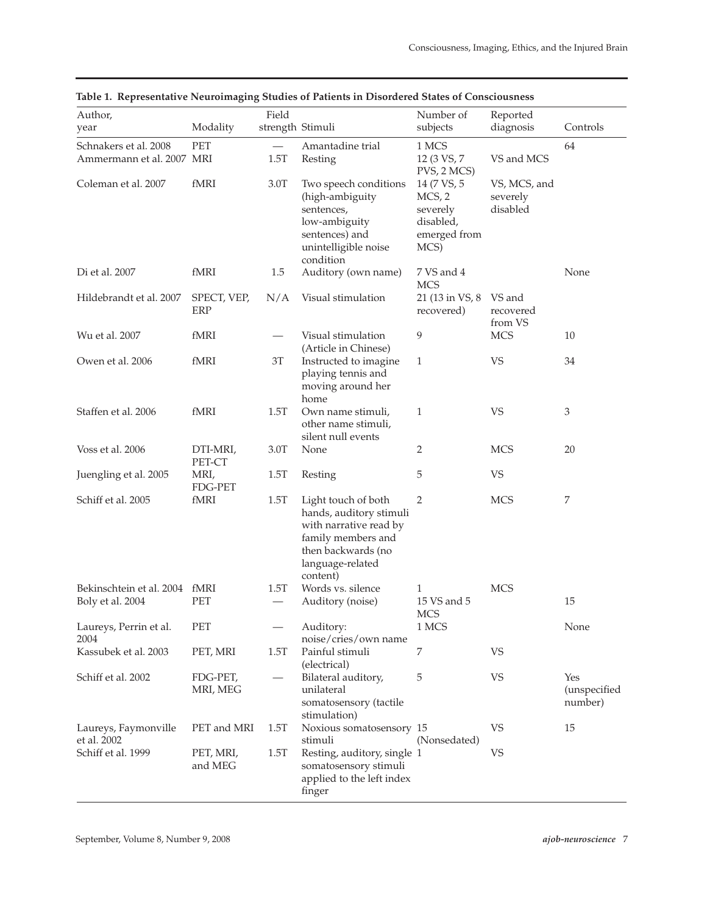**Table 1. Representative Neuroimaging Studies of Patients in Disordered States of Consciousness**

| Author, year | Modality | Field strength | Stimuli | Number of subjects | Reported diagnosis | Controls |
|---|---|---|---|---|---|---|
| Schnakers et al. 2008 | PET | — | Amantadine trial | 1 MCS | | 64 |
| Ammermann et al. 2007 | MRI | 1.5T | Resting | 12 (3 VS, 7 PVS, 2 MCS) | VS and MCS | |
| Coleman et al. 2007 | fMRI | 3.0T | Two speech conditions (high-ambiguity sentences, low-ambiguity sentences) and unintelligible noise condition | 14 (7 VS, 5 MCS, 2 severely disabled, emerged from MCS) | VS, MCS, and severely disabled | |
| Di et al. 2007 | fMRI | 1.5 | Auditory (own name) | 7 VS and 4 MCS | | None |
| Hildebrandt et al. 2007 | SPECT, VEP, ERP | N/A | Visual stimulation | 21 (13 in VS, 8 recovered) | VS and recovered from VS | |
| Wu et al. 2007 | fMRI | — | Visual stimulation (Article in Chinese) | 9 | MCS | 10 |
| Owen et al. 2006 | fMRI | 3T | Instructed to imagine playing tennis and moving around her home | 1 | VS | 34 |
| Staffen et al. 2006 | fMRI | 1.5T | Own name stimuli, other name stimuli, silent null events | 1 | VS | 3 |
| Voss et al. 2006 | DTI-MRI, PET-CT | 3.0T | None | 2 | MCS | 20 |
| Juengling et al. 2005 | MRI, FDG-PET | 1.5T | Resting | 5 | VS | |
| Schiff et al. 2005 | fMRI | 1.5T | Light touch of both hands, auditory stimuli with narrative read by family members and then backwards (no language-related content) | 2 | MCS | 7 |
| Bekinschtein et al. 2004 | fMRI | 1.5T | Words vs. silence | 1 | MCS | |
| Boly et al. 2004 | PET | — | Auditory (noise) | 15 VS and 5 MCS | | 15 |
| Laureys, Perrin et al. 2004 | PET | — | Auditory: noise/cries/own name | 1 MCS | | None |
| Kassubek et al. 2003 | PET, MRI | 1.5T | Painful stimuli (electrical) | 7 | VS | |
| Schiff et al. 2002 | FDG-PET, MRI, MEG | — | Bilateral auditory, unilateral somatosensory (tactile stimulation) | 5 | VS | Yes (unspecified number) |
| Laureys, Faymonville et al. 2002 | PET and MRI | 1.5T | Noxious somatosensory stimuli | 15 (Nonsedated) | VS | 15 |
| Schiff et al. 1999 | PET, MRI, and MEG | 1.5T | Resting, auditory, single somatosensory stimuli applied to the left index finger | 1 | VS | |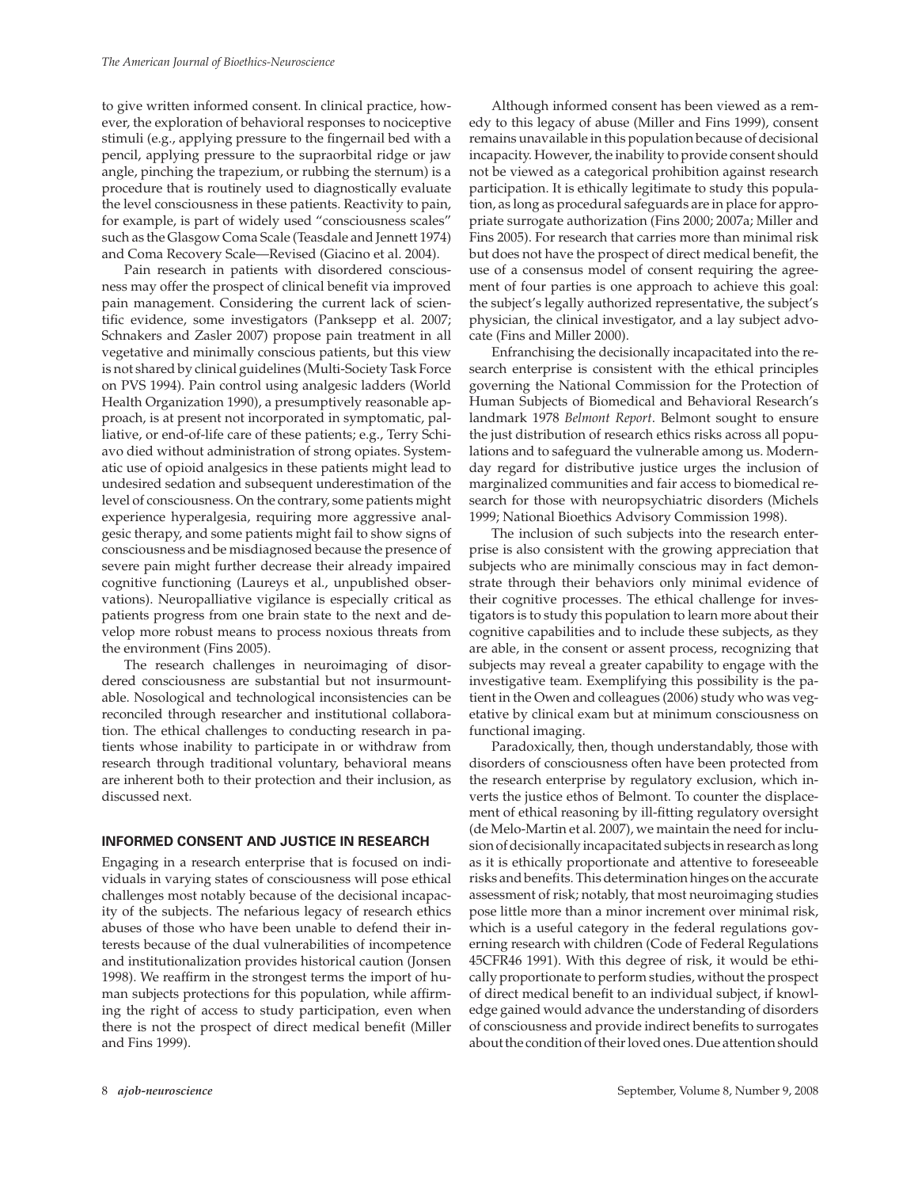to give written informed consent. In clinical practice, however, the exploration of behavioral responses to nociceptive stimuli (e.g., applying pressure to the fingernail bed with a pencil, applying pressure to the supraorbital ridge or jaw angle, pinching the trapezium, or rubbing the sternum) is a procedure that is routinely used to diagnostically evaluate the level consciousness in these patients. Reactivity to pain, for example, is part of widely used "consciousness scales" such as the Glasgow Coma Scale (Teasdale and Jennett 1974) and Coma Recovery Scale—Revised (Giacino et al. 2004).

Pain research in patients with disordered consciousness may offer the prospect of clinical benefit via improved pain management. Considering the current lack of scientific evidence, some investigators (Panksepp et al. 2007; Schnakers and Zasler 2007) propose pain treatment in all vegetative and minimally conscious patients, but this view is not shared by clinical guidelines (Multi-Society Task Force on PVS 1994). Pain control using analgesic ladders (World Health Organization 1990), a presumptively reasonable approach, is at present not incorporated in symptomatic, palliative, or end-of-life care of these patients; e.g., Terry Schiavo died without administration of strong opiates. Systematic use of opioid analgesics in these patients might lead to undesired sedation and subsequent underestimation of the level of consciousness. On the contrary, some patients might experience hyperalgesia, requiring more aggressive analgesic therapy, and some patients might fail to show signs of consciousness and be misdiagnosed because the presence of severe pain might further decrease their already impaired cognitive functioning (Laureys et al., unpublished observations). Neuropalliative vigilance is especially critical as patients progress from one brain state to the next and develop more robust means to process noxious threats from the environment (Fins 2005).

The research challenges in neuroimaging of disordered consciousness are substantial but not insurmountable. Nosological and technological inconsistencies can be reconciled through researcher and institutional collaboration. The ethical challenges to conducting research in patients whose inability to participate in or withdraw from research through traditional voluntary, behavioral means are inherent both to their protection and their inclusion, as discussed next.

## INFORMED CONSENT AND JUSTICE IN RESEARCH

Engaging in a research enterprise that is focused on individuals in varying states of consciousness will pose ethical challenges most notably because of the decisional incapacity of the subjects. The nefarious legacy of research ethics abuses of those who have been unable to defend their interests because of the dual vulnerabilities of incompetence and institutionalization provides historical caution (Jonsen 1998). We reaffirm in the strongest terms the import of human subjects protections for this population, while affirming the right of access to study participation, even when there is not the prospect of direct medical benefit (Miller and Fins 1999).

Although informed consent has been viewed as a remedy to this legacy of abuse (Miller and Fins 1999), consent remains unavailable in this population because of decisional incapacity. However, the inability to provide consent should not be viewed as a categorical prohibition against research participation. It is ethically legitimate to study this population, as long as procedural safeguards are in place for appropriate surrogate authorization (Fins 2000; 2007a; Miller and Fins 2005). For research that carries more than minimal risk but does not have the prospect of direct medical benefit, the use of a consensus model of consent requiring the agreement of four parties is one approach to achieve this goal: the subject's legally authorized representative, the subject's physician, the clinical investigator, and a lay subject advocate (Fins and Miller 2000).

Enfranchising the decisionally incapacitated into the research enterprise is consistent with the ethical principles governing the National Commission for the Protection of Human Subjects of Biomedical and Behavioral Research's landmark 1978 *Belmont Report*. Belmont sought to ensure the just distribution of research ethics risks across all populations and to safeguard the vulnerable among us. Modern-day regard for distributive justice urges the inclusion of marginalized communities and fair access to biomedical research for those with neuropsychiatric disorders (Michels 1999; National Bioethics Advisory Commission 1998).

The inclusion of such subjects into the research enterprise is also consistent with the growing appreciation that subjects who are minimally conscious may in fact demonstrate through their behaviors only minimal evidence of their cognitive processes. The ethical challenge for investigators is to study this population to learn more about their cognitive capabilities and to include these subjects, as they are able, in the consent or assent process, recognizing that subjects may reveal a greater capability to engage with the investigative team. Exemplifying this possibility is the patient in the Owen and colleagues (2006) study who was vegetative by clinical exam but at minimum consciousness on functional imaging.

Paradoxically, then, though understandably, those with disorders of consciousness often have been protected from the research enterprise by regulatory exclusion, which inverts the justice ethos of Belmont. To counter the displacement of ethical reasoning by ill-fitting regulatory oversight (de Melo-Martin et al. 2007), we maintain the need for inclusion of decisionally incapacitated subjects in research as long as it is ethically proportionate and attentive to foreseeable risks and benefits. This determination hinges on the accurate assessment of risk; notably, that most neuroimaging studies pose little more than a minor increment over minimal risk, which is a useful category in the federal regulations governing research with children (Code of Federal Regulations 45CFR46 1991). With this degree of risk, it would be ethically proportionate to perform studies, without the prospect of direct medical benefit to an individual subject, if knowledge gained would advance the understanding of disorders of consciousness and provide indirect benefits to surrogates about the condition of their loved ones. Due attention should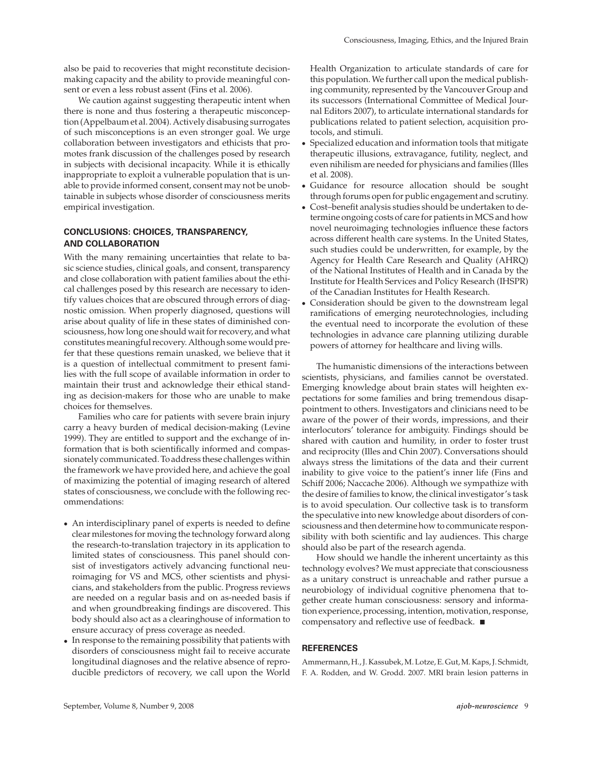also be paid to recoveries that might reconstitute decision-making capacity and the ability to provide meaningful consent or even a less robust assent (Fins et al. 2006).

We caution against suggesting therapeutic intent when there is none and thus fostering a therapeutic misconception (Appelbaum et al. 2004). Actively disabusing surrogates of such misconceptions is an even stronger goal. We urge collaboration between investigators and ethicists that promotes frank discussion of the challenges posed by research in subjects with decisional incapacity. While it is ethically inappropriate to exploit a vulnerable population that is unable to provide informed consent, consent may not be unobtainable in subjects whose disorder of consciousness merits empirical investigation.

## CONCLUSIONS: CHOICES, TRANSPARENCY, AND COLLABORATION

With the many remaining uncertainties that relate to basic science studies, clinical goals, and consent, transparency and close collaboration with patient families about the ethical challenges posed by this research are necessary to identify values choices that are obscured through errors of diagnostic omission. When properly diagnosed, questions will arise about quality of life in these states of diminished consciousness, how long one should wait for recovery, and what constitutes meaningful recovery. Although some would prefer that these questions remain unasked, we believe that it is a question of intellectual commitment to present families with the full scope of available information in order to maintain their trust and acknowledge their ethical standing as decision-makers for those who are unable to make choices for themselves.

Families who care for patients with severe brain injury carry a heavy burden of medical decision-making (Levine 1999). They are entitled to support and the exchange of information that is both scientifically informed and compassionately communicated. To address these challenges within the framework we have provided here, and achieve the goal of maximizing the potential of imaging research of altered states of consciousness, we conclude with the following recommendations:

- An interdisciplinary panel of experts is needed to define clear milestones for moving the technology forward along the research-to-translation trajectory in its application to limited states of consciousness. This panel should consist of investigators actively advancing functional neuroimaging for VS and MCS, other scientists and physicians, and stakeholders from the public. Progress reviews are needed on a regular basis and on as-needed basis if and when groundbreaking findings are discovered. This body should also act as a clearinghouse of information to ensure accuracy of press coverage as needed.
- In response to the remaining possibility that patients with disorders of consciousness might fail to receive accurate longitudinal diagnoses and the relative absence of reproducible predictors of recovery, we call upon the World Health Organization to articulate standards of care for this population. We further call upon the medical publishing community, represented by the Vancouver Group and its successors (International Committee of Medical Journal Editors 2007), to articulate international standards for publications related to patient selection, acquisition protocols, and stimuli.
- Specialized education and information tools that mitigate therapeutic illusions, extravagance, futility, neglect, and even nihilism are needed for physicians and families (Illes et al. 2008).
- Guidance for resource allocation should be sought through forums open for public engagement and scrutiny.
- Cost–benefit analysis studies should be undertaken to determine ongoing costs of care for patients in MCS and how novel neuroimaging technologies influence these factors across different health care systems. In the United States, such studies could be underwritten, for example, by the Agency for Health Care Research and Quality (AHRQ) of the National Institutes of Health and in Canada by the Institute for Health Services and Policy Research (IHSPR) of the Canadian Institutes for Health Research.
- Consideration should be given to the downstream legal ramifications of emerging neurotechnologies, including the eventual need to incorporate the evolution of these technologies in advance care planning utilizing durable powers of attorney for healthcare and living wills.

The humanistic dimensions of the interactions between scientists, physicians, and families cannot be overstated. Emerging knowledge about brain states will heighten expectations for some families and bring tremendous disappointment to others. Investigators and clinicians need to be aware of the power of their words, impressions, and their interlocutors' tolerance for ambiguity. Findings should be shared with caution and humility, in order to foster trust and reciprocity (Illes and Chin 2007). Conversations should always stress the limitations of the data and their current inability to give voice to the patient's inner life (Fins and Schiff 2006; Naccache 2006). Although we sympathize with the desire of families to know, the clinical investigator's task is to avoid speculation. Our collective task is to transform the speculative into new knowledge about disorders of consciousness and then determine how to communicate responsibility with both scientific and lay audiences. This charge should also be part of the research agenda.

How should we handle the inherent uncertainty as this technology evolves? We must appreciate that consciousness as a unitary construct is unreachable and rather pursue a neurobiology of individual cognitive phenomena that together create human consciousness: sensory and information experience, processing, intention, motivation, response, compensatory and reflective use of feedback. ■

## REFERENCES

Ammermann, H., J. Kassubek, M. Lotze, E. Gut, M. Kaps, J. Schmidt, F. A. Rodden, and W. Grodd. 2007. MRI brain lesion patterns in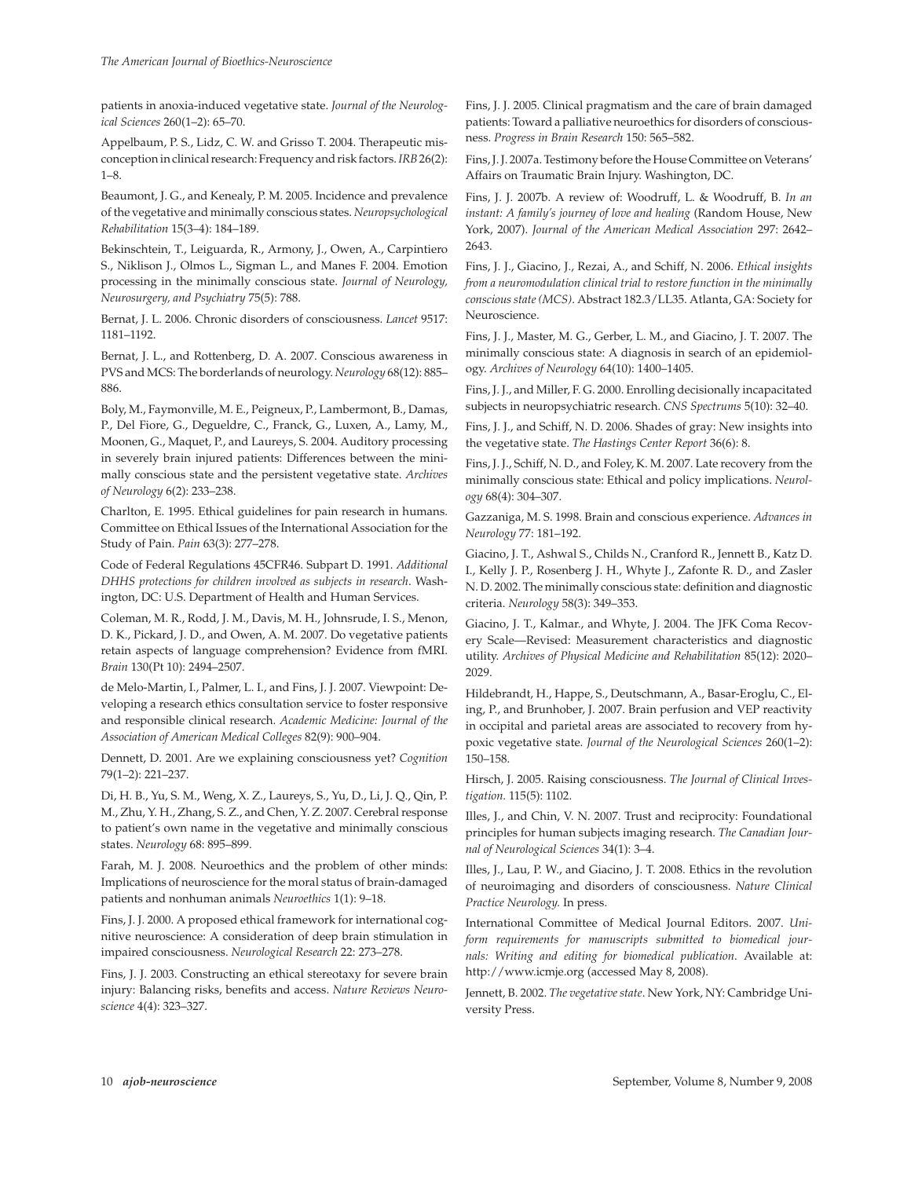patients in anoxia-induced vegetative state. *Journal of the Neurological Sciences* 260(1–2): 65–70.

Appelbaum, P. S., Lidz, C. W. and Grisso T. 2004. Therapeutic misconception in clinical research: Frequency and risk factors. *IRB* 26(2): 1–8.

Beaumont, J. G., and Kenealy, P. M. 2005. Incidence and prevalence of the vegetative and minimally conscious states. *Neuropsychological Rehabilitation* 15(3–4): 184–189.

Bekinschtein, T., Leiguarda, R., Armony, J., Owen, A., Carpintiero S., Niklison J., Olmos L., Sigman L., and Manes F. 2004. Emotion processing in the minimally conscious state. *Journal of Neurology, Neurosurgery, and Psychiatry* 75(5): 788.

Bernat, J. L. 2006. Chronic disorders of consciousness. *Lancet* 9517: 1181–1192.

Bernat, J. L., and Rottenberg, D. A. 2007. Conscious awareness in PVS and MCS: The borderlands of neurology. *Neurology* 68(12): 885–886.

Boly, M., Faymonville, M. E., Peigneux, P., Lambermont, B., Damas, P., Del Fiore, G., Degueldre, C., Franck, G., Luxen, A., Lamy, M., Moonen, G., Maquet, P., and Laureys, S. 2004. Auditory processing in severely brain injured patients: Differences between the minimally conscious state and the persistent vegetative state. *Archives of Neurology* 6(2): 233–238.

Charlton, E. 1995. Ethical guidelines for pain research in humans. Committee on Ethical Issues of the International Association for the Study of Pain. *Pain* 63(3): 277–278.

Code of Federal Regulations 45CFR46. Subpart D. 1991. *Additional DHHS protections for children involved as subjects in research*. Washington, DC: U.S. Department of Health and Human Services.

Coleman, M. R., Rodd, J. M., Davis, M. H., Johnsrude, I. S., Menon, D. K., Pickard, J. D., and Owen, A. M. 2007. Do vegetative patients retain aspects of language comprehension? Evidence from fMRI. *Brain* 130(Pt 10): 2494–2507.

de Melo-Martin, I., Palmer, L. I., and Fins, J. J. 2007. Viewpoint: Developing a research ethics consultation service to foster responsive and responsible clinical research. *Academic Medicine: Journal of the Association of American Medical Colleges* 82(9): 900–904.

Dennett, D. 2001. Are we explaining consciousness yet? *Cognition* 79(1–2): 221–237.

Di, H. B., Yu, S. M., Weng, X. Z., Laureys, S., Yu, D., Li, J. Q., Qin, P. M., Zhu, Y. H., Zhang, S. Z., and Chen, Y. Z. 2007. Cerebral response to patient's own name in the vegetative and minimally conscious states. *Neurology* 68: 895–899.

Farah, M. J. 2008. Neuroethics and the problem of other minds: Implications of neuroscience for the moral status of brain-damaged patients and nonhuman animals *Neuroethics* 1(1): 9–18.

Fins, J. J. 2000. A proposed ethical framework for international cognitive neuroscience: A consideration of deep brain stimulation in impaired consciousness. *Neurological Research* 22: 273–278.

Fins, J. J. 2003. Constructing an ethical stereotaxy for severe brain injury: Balancing risks, benefits and access. *Nature Reviews Neuroscience* 4(4): 323–327.

Fins, J. J. 2005. Clinical pragmatism and the care of brain damaged patients: Toward a palliative neuroethics for disorders of consciousness. *Progress in Brain Research* 150: 565–582.

Fins, J. J. 2007a. Testimony before the House Committee on Veterans' Affairs on Traumatic Brain Injury. Washington, DC.

Fins, J. J. 2007b. A review of: Woodruff, L. & Woodruff, B. *In an instant: A family's journey of love and healing* (Random House, New York, 2007). *Journal of the American Medical Association* 297: 2642–2643.

Fins, J. J., Giacino, J., Rezai, A., and Schiff, N. 2006. *Ethical insights from a neuromodulation clinical trial to restore function in the minimally conscious state (MCS)*. Abstract 182.3/LL35. Atlanta, GA: Society for Neuroscience.

Fins, J. J., Master, M. G., Gerber, L. M., and Giacino, J. T. 2007. The minimally conscious state: A diagnosis in search of an epidemiology. *Archives of Neurology* 64(10): 1400–1405.

Fins, J. J., and Miller, F. G. 2000. Enrolling decisionally incapacitated subjects in neuropsychiatric research. *CNS Spectrums* 5(10): 32–40.

Fins, J. J., and Schiff, N. D. 2006. Shades of gray: New insights into the vegetative state. *The Hastings Center Report* 36(6): 8.

Fins, J. J., Schiff, N. D., and Foley, K. M. 2007. Late recovery from the minimally conscious state: Ethical and policy implications. *Neurology* 68(4): 304–307.

Gazzaniga, M. S. 1998. Brain and conscious experience. *Advances in Neurology* 77: 181–192.

Giacino, J. T., Ashwal S., Childs N., Cranford R., Jennett B., Katz D. I., Kelly J. P., Rosenberg J. H., Whyte J., Zafonte R. D., and Zasler N. D. 2002. The minimally conscious state: definition and diagnostic criteria. *Neurology* 58(3): 349–353.

Giacino, J. T., Kalmar., and Whyte, J. 2004. The JFK Coma Recovery Scale—Revised: Measurement characteristics and diagnostic utility. *Archives of Physical Medicine and Rehabilitation* 85(12): 2020–2029.

Hildebrandt, H., Happe, S., Deutschmann, A., Basar-Eroglu, C., Eling, P., and Brunhober, J. 2007. Brain perfusion and VEP reactivity in occipital and parietal areas are associated to recovery from hypoxic vegetative state. *Journal of the Neurological Sciences* 260(1–2): 150–158.

Hirsch, J. 2005. Raising consciousness. *The Journal of Clinical Investigation.* 115(5): 1102.

Illes, J., and Chin, V. N. 2007. Trust and reciprocity: Foundational principles for human subjects imaging research. *The Canadian Journal of Neurological Sciences* 34(1): 3–4.

Illes, J., Lau, P. W., and Giacino, J. T. 2008. Ethics in the revolution of neuroimaging and disorders of consciousness. *Nature Clinical Practice Neurology.* In press.

International Committee of Medical Journal Editors. 2007. *Uniform requirements for manuscripts submitted to biomedical journals: Writing and editing for biomedical publication*. Available at: http://www.icmje.org (accessed May 8, 2008).

Jennett, B. 2002. *The vegetative state*. New York, NY: Cambridge University Press.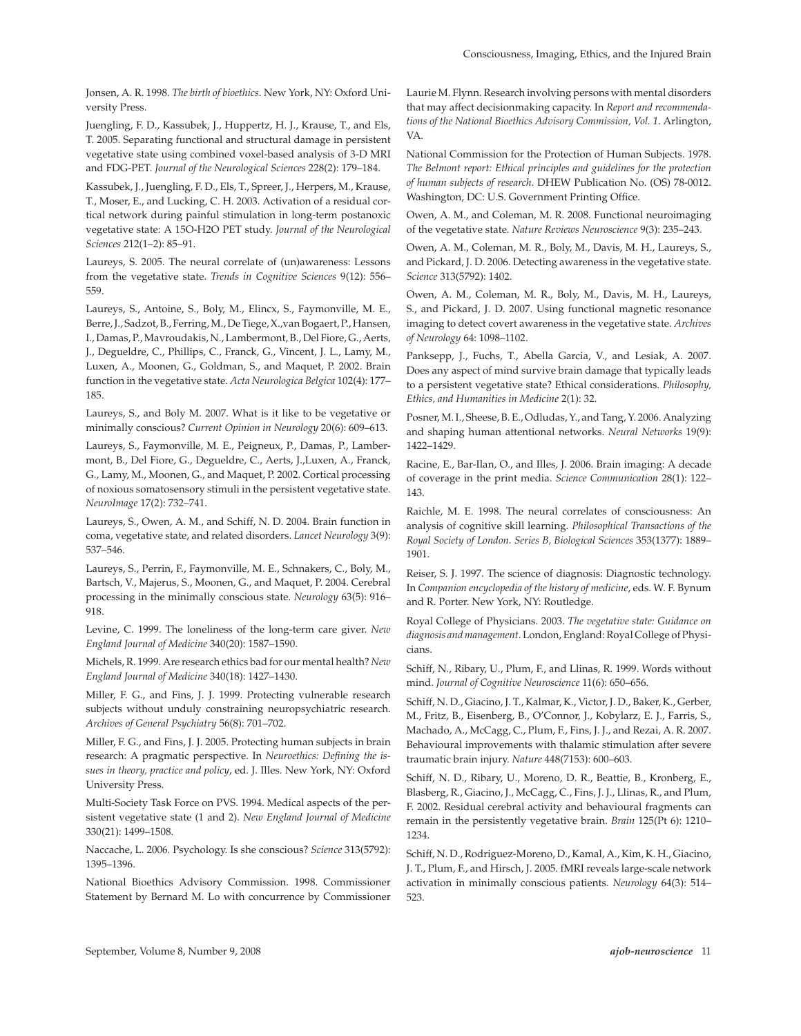Jonsen, A. R. 1998. *The birth of bioethics*. New York, NY: Oxford University Press.

Juengling, F. D., Kassubek, J., Huppertz, H. J., Krause, T., and Els, T. 2005. Separating functional and structural damage in persistent vegetative state using combined voxel-based analysis of 3-D MRI and FDG-PET. *Journal of the Neurological Sciences* 228(2): 179–184.

Kassubek, J., Juengling, F. D., Els, T., Spreer, J., Herpers, M., Krause, T., Moser, E., and Lucking, C. H. 2003. Activation of a residual cortical network during painful stimulation in long-term postanoxic vegetative state: A 15O-H2O PET study. *Journal of the Neurological Sciences* 212(1–2): 85–91.

Laureys, S. 2005. The neural correlate of (un)awareness: Lessons from the vegetative state. *Trends in Cognitive Sciences* 9(12): 556–559.

Laureys, S., Antoine, S., Boly, M., Elincx, S., Faymonville, M. E., Berre, J., Sadzot, B., Ferring, M., De Tiege, X.,van Bogaert, P., Hansen, I., Damas, P., Mavroudakis, N., Lambermont, B., Del Fiore, G., Aerts, J., Degueldre, C., Phillips, C., Franck, G., Vincent, J. L., Lamy, M., Luxen, A., Moonen, G., Goldman, S., and Maquet, P. 2002. Brain function in the vegetative state. *Acta Neurologica Belgica* 102(4): 177–185.

Laureys, S., and Boly M. 2007. What is it like to be vegetative or minimally conscious? *Current Opinion in Neurology* 20(6): 609–613.

Laureys, S., Faymonville, M. E., Peigneux, P., Damas, P., Lambermont, B., Del Fiore, G., Degueldre, C., Aerts, J.,Luxen, A., Franck, G., Lamy, M., Moonen, G., and Maquet, P. 2002. Cortical processing of noxious somatosensory stimuli in the persistent vegetative state. *NeuroImage* 17(2): 732–741.

Laureys, S., Owen, A. M., and Schiff, N. D. 2004. Brain function in coma, vegetative state, and related disorders. *Lancet Neurology* 3(9): 537–546.

Laureys, S., Perrin, F., Faymonville, M. E., Schnakers, C., Boly, M., Bartsch, V., Majerus, S., Moonen, G., and Maquet, P. 2004. Cerebral processing in the minimally conscious state. *Neurology* 63(5): 916–918.

Levine, C. 1999. The loneliness of the long-term care giver. *New England Journal of Medicine* 340(20): 1587–1590.

Michels, R. 1999. Are research ethics bad for our mental health? *New England Journal of Medicine* 340(18): 1427–1430.

Miller, F. G., and Fins, J. J. 1999. Protecting vulnerable research subjects without unduly constraining neuropsychiatric research. *Archives of General Psychiatry* 56(8): 701–702.

Miller, F. G., and Fins, J. J. 2005. Protecting human subjects in brain research: A pragmatic perspective. In *Neuroethics: Defining the issues in theory, practice and policy*, ed. J. Illes. New York, NY: Oxford University Press.

Multi-Society Task Force on PVS. 1994. Medical aspects of the persistent vegetative state (1 and 2). *New England Journal of Medicine* 330(21): 1499–1508.

Naccache, L. 2006. Psychology. Is she conscious? *Science* 313(5792): 1395–1396.

National Bioethics Advisory Commission. 1998. Commissioner Statement by Bernard M. Lo with concurrence by Commissioner Laurie M. Flynn. Research involving persons with mental disorders that may affect decisionmaking capacity. In *Report and recommendations of the National Bioethics Advisory Commission, Vol. 1*. Arlington, VA.

National Commission for the Protection of Human Subjects. 1978. *The Belmont report: Ethical principles and guidelines for the protection of human subjects of research*. DHEW Publication No. (OS) 78-0012. Washington, DC: U.S. Government Printing Office.

Owen, A. M., and Coleman, M. R. 2008. Functional neuroimaging of the vegetative state. *Nature Reviews Neuroscience* 9(3): 235–243.

Owen, A. M., Coleman, M. R., Boly, M., Davis, M. H., Laureys, S., and Pickard, J. D. 2006. Detecting awareness in the vegetative state. *Science* 313(5792): 1402.

Owen, A. M., Coleman, M. R., Boly, M., Davis, M. H., Laureys, S., and Pickard, J. D. 2007. Using functional magnetic resonance imaging to detect covert awareness in the vegetative state. *Archives of Neurology* 64: 1098–1102.

Panksepp, J., Fuchs, T., Abella Garcia, V., and Lesiak, A. 2007. Does any aspect of mind survive brain damage that typically leads to a persistent vegetative state? Ethical considerations. *Philosophy, Ethics, and Humanities in Medicine* 2(1): 32.

Posner, M. I., Sheese, B. E., Odludas, Y., and Tang, Y. 2006. Analyzing and shaping human attentional networks. *Neural Networks* 19(9): 1422–1429.

Racine, E., Bar-Ilan, O., and Illes, J. 2006. Brain imaging: A decade of coverage in the print media. *Science Communication* 28(1): 122–143.

Raichle, M. E. 1998. The neural correlates of consciousness: An analysis of cognitive skill learning. *Philosophical Transactions of the Royal Society of London. Series B, Biological Sciences* 353(1377): 1889–1901.

Reiser, S. J. 1997. The science of diagnosis: Diagnostic technology. In *Companion encyclopedia of the history of medicine*, eds. W. F. Bynum and R. Porter. New York, NY: Routledge.

Royal College of Physicians. 2003. *The vegetative state: Guidance on diagnosis and management*. London, England: Royal College of Physicians.

Schiff, N., Ribary, U., Plum, F., and Llinas, R. 1999. Words without mind. *Journal of Cognitive Neuroscience* 11(6): 650–656.

Schiff, N. D., Giacino, J. T., Kalmar, K., Victor, J. D., Baker, K., Gerber, M., Fritz, B., Eisenberg, B., O'Connor, J., Kobylarz, E. J., Farris, S., Machado, A., McCagg, C., Plum, F., Fins, J. J., and Rezai, A. R. 2007. Behavioural improvements with thalamic stimulation after severe traumatic brain injury. *Nature* 448(7153): 600–603.

Schiff, N. D., Ribary, U., Moreno, D. R., Beattie, B., Kronberg, E., Blasberg, R., Giacino, J., McCagg, C., Fins, J. J., Llinas, R., and Plum, F. 2002. Residual cerebral activity and behavioural fragments can remain in the persistently vegetative brain. *Brain* 125(Pt 6): 1210–1234.

Schiff, N. D., Rodriguez-Moreno, D., Kamal, A., Kim, K. H., Giacino, J. T., Plum, F., and Hirsch, J. 2005. fMRI reveals large-scale network activation in minimally conscious patients. *Neurology* 64(3): 514–523.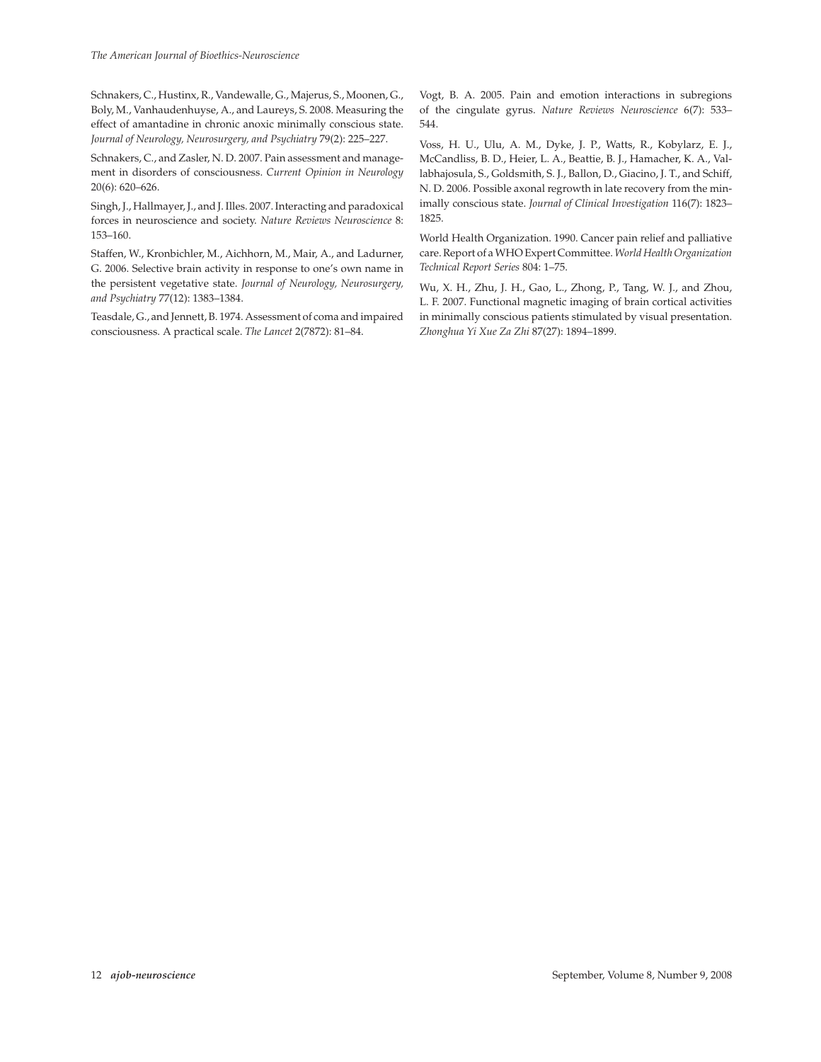Schnakers, C., Hustinx, R., Vandewalle, G., Majerus, S., Moonen, G., Boly, M., Vanhaudenhuyse, A., and Laureys, S. 2008. Measuring the effect of amantadine in chronic anoxic minimally conscious state. *Journal of Neurology, Neurosurgery, and Psychiatry* 79(2): 225–227.

Schnakers, C., and Zasler, N. D. 2007. Pain assessment and management in disorders of consciousness. *Current Opinion in Neurology* 20(6): 620–626.

Singh, J., Hallmayer, J., and J. Illes. 2007. Interacting and paradoxical forces in neuroscience and society. *Nature Reviews Neuroscience* 8: 153–160.

Staffen, W., Kronbichler, M., Aichhorn, M., Mair, A., and Ladurner, G. 2006. Selective brain activity in response to one's own name in the persistent vegetative state. *Journal of Neurology, Neurosurgery, and Psychiatry* 77(12): 1383–1384.

Teasdale, G., and Jennett, B. 1974. Assessment of coma and impaired consciousness. A practical scale. *The Lancet* 2(7872): 81–84.

Vogt, B. A. 2005. Pain and emotion interactions in subregions of the cingulate gyrus. *Nature Reviews Neuroscience* 6(7): 533–544.

Voss, H. U., Ulu, A. M., Dyke, J. P., Watts, R., Kobylarz, E. J., McCandliss, B. D., Heier, L. A., Beattie, B. J., Hamacher, K. A., Vallabhajosula, S., Goldsmith, S. J., Ballon, D., Giacino, J. T., and Schiff, N. D. 2006. Possible axonal regrowth in late recovery from the minimally conscious state. *Journal of Clinical Investigation* 116(7): 1823–1825.

World Health Organization. 1990. Cancer pain relief and palliative care. Report of a WHO Expert Committee. *World Health Organization Technical Report Series* 804: 1–75.

Wu, X. H., Zhu, J. H., Gao, L., Zhong, P., Tang, W. J., and Zhou, L. F. 2007. Functional magnetic imaging of brain cortical activities in minimally conscious patients stimulated by visual presentation. *Zhonghua Yi Xue Za Zhi* 87(27): 1894–1899.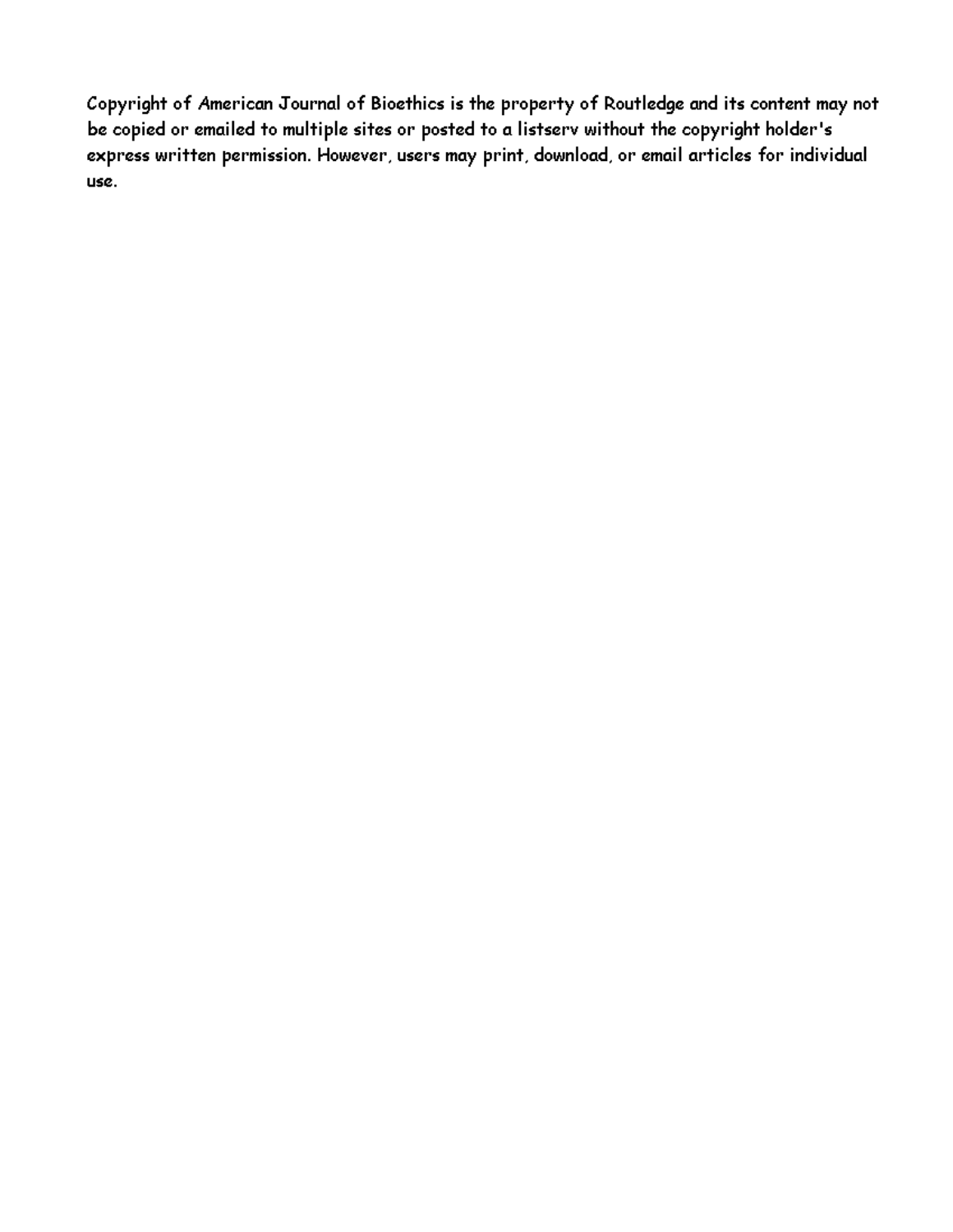Copyright of American Journal of Bioethics is the property of Routledge and its content may not be copied or emailed to multiple sites or posted to a listserv without the copyright holder's express written permission. However, users may print, download, or email articles for individual use.